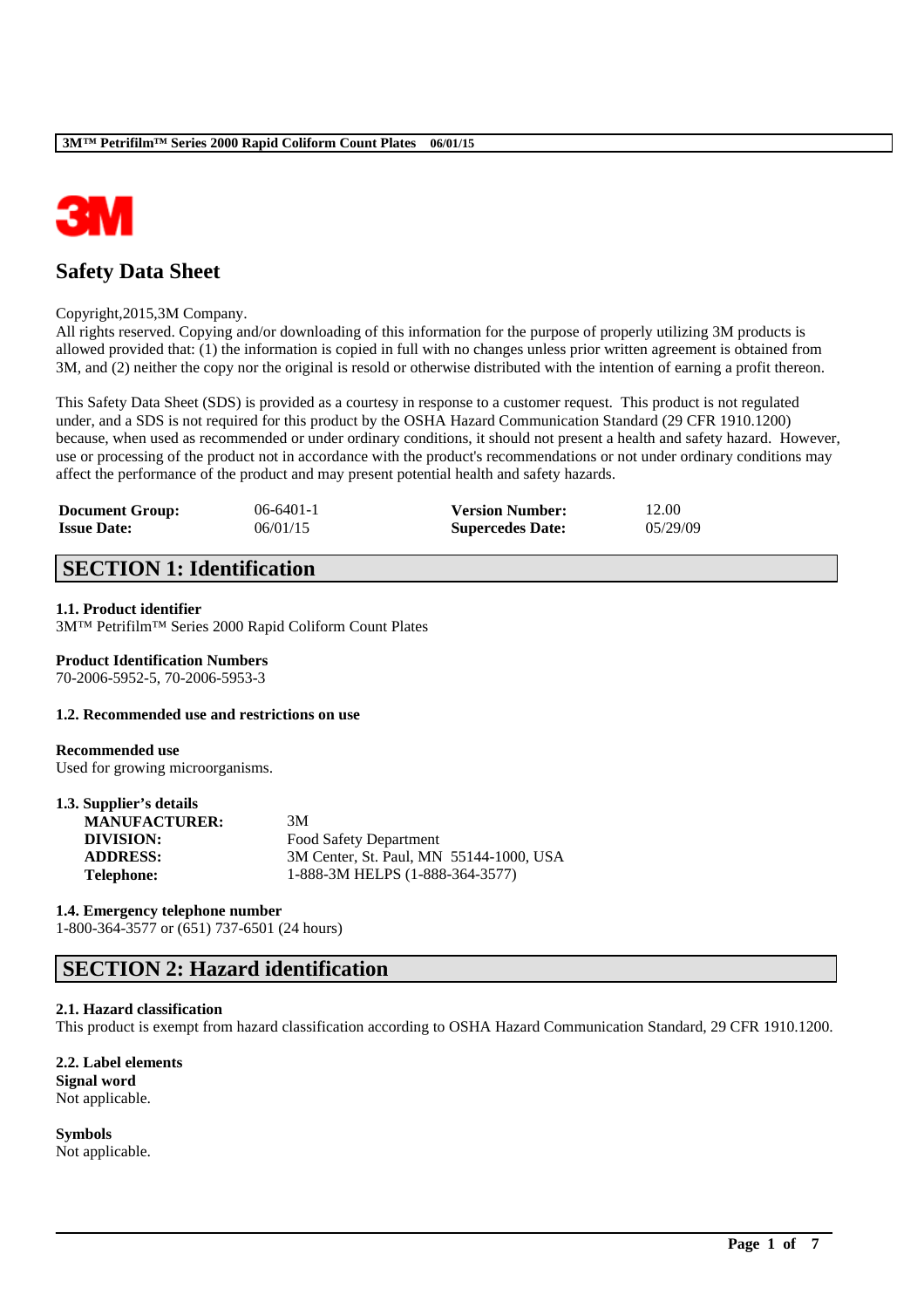# Safety Data Sheet

Copyright,2015,3M Company.
All rights reserved. Copying and/or downloading of this information for the purpose of properly utilizing 3M products is allowed provided that: (1) the information is copied in full with no changes unless prior written agreement is obtained from 3M, and (2) neither the copy nor the original is resold or otherwise distributed with the intention of earning a profit thereon.

This Safety Data Sheet (SDS) is provided as a courtesy in response to a customer request. This product is not regulated under, and a SDS is not required for this product by the OSHA Hazard Communication Standard (29 CFR 1910.1200) because, when used as recommended or under ordinary conditions, it should not present a health and safety hazard. However, use or processing of the product not in accordance with the product's recommendations or not under ordinary conditions may affect the performance of the product and may present potential health and safety hazards.

| | | | |
|---|---|---|---|
| **Document Group:** | 06-6401-1 | **Version Number:** | 12.00 |
| **Issue Date:** | 06/01/15 | **Supercedes Date:** | 05/29/09 |

## SECTION 1: Identification

### 1.1. Product identifier
3M™ Petrifilm™ Series 2000 Rapid Coliform Count Plates

**Product Identification Numbers**
70-2006-5952-5, 70-2006-5953-3

### 1.2. Recommended use and restrictions on use

**Recommended use**
Used for growing microorganisms.

### 1.3. Supplier's details

| | |
|---|---|
| **MANUFACTURER:** | 3M |
| **DIVISION:** | Food Safety Department |
| **ADDRESS:** | 3M Center, St. Paul, MN 55144-1000, USA |
| **Telephone:** | 1-888-3M HELPS (1-888-364-3577) |

### 1.4. Emergency telephone number
1-800-364-3577 or (651) 737-6501 (24 hours)

## SECTION 2: Hazard identification

### 2.1. Hazard classification
This product is exempt from hazard classification according to OSHA Hazard Communication Standard, 29 CFR 1910.1200.

### 2.2. Label elements
**Signal word**
Not applicable.

**Symbols**
Not applicable.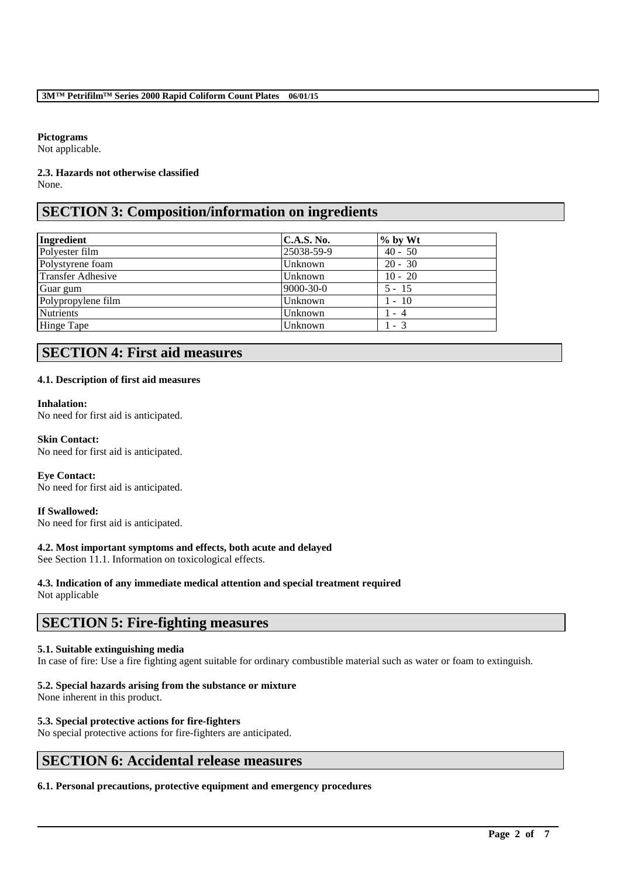**Pictograms**
Not applicable.

**2.3. Hazards not otherwise classified**
None.

## SECTION 3: Composition/information on ingredients

| Ingredient | C.A.S. No. | % by Wt |
|---|---|---|
| Polyester film | 25038-59-9 | 40 - 50 |
| Polystyrene foam | Unknown | 20 - 30 |
| Transfer Adhesive | Unknown | 10 - 20 |
| Guar gum | 9000-30-0 | 5 - 15 |
| Polypropylene film | Unknown | 1 - 10 |
| Nutrients | Unknown | 1 - 4 |
| Hinge Tape | Unknown | 1 - 3 |

## SECTION 4: First aid measures

**4.1. Description of first aid measures**

**Inhalation:**
No need for first aid is anticipated.

**Skin Contact:**
No need for first aid is anticipated.

**Eye Contact:**
No need for first aid is anticipated.

**If Swallowed:**
No need for first aid is anticipated.

**4.2. Most important symptoms and effects, both acute and delayed**
See Section 11.1. Information on toxicological effects.

**4.3. Indication of any immediate medical attention and special treatment required**
Not applicable

## SECTION 5: Fire-fighting measures

**5.1. Suitable extinguishing media**
In case of fire: Use a fire fighting agent suitable for ordinary combustible material such as water or foam to extinguish.

**5.2. Special hazards arising from the substance or mixture**
None inherent in this product.

**5.3. Special protective actions for fire-fighters**
No special protective actions for fire-fighters are anticipated.

## SECTION 6: Accidental release measures

**6.1. Personal precautions, protective equipment and emergency procedures**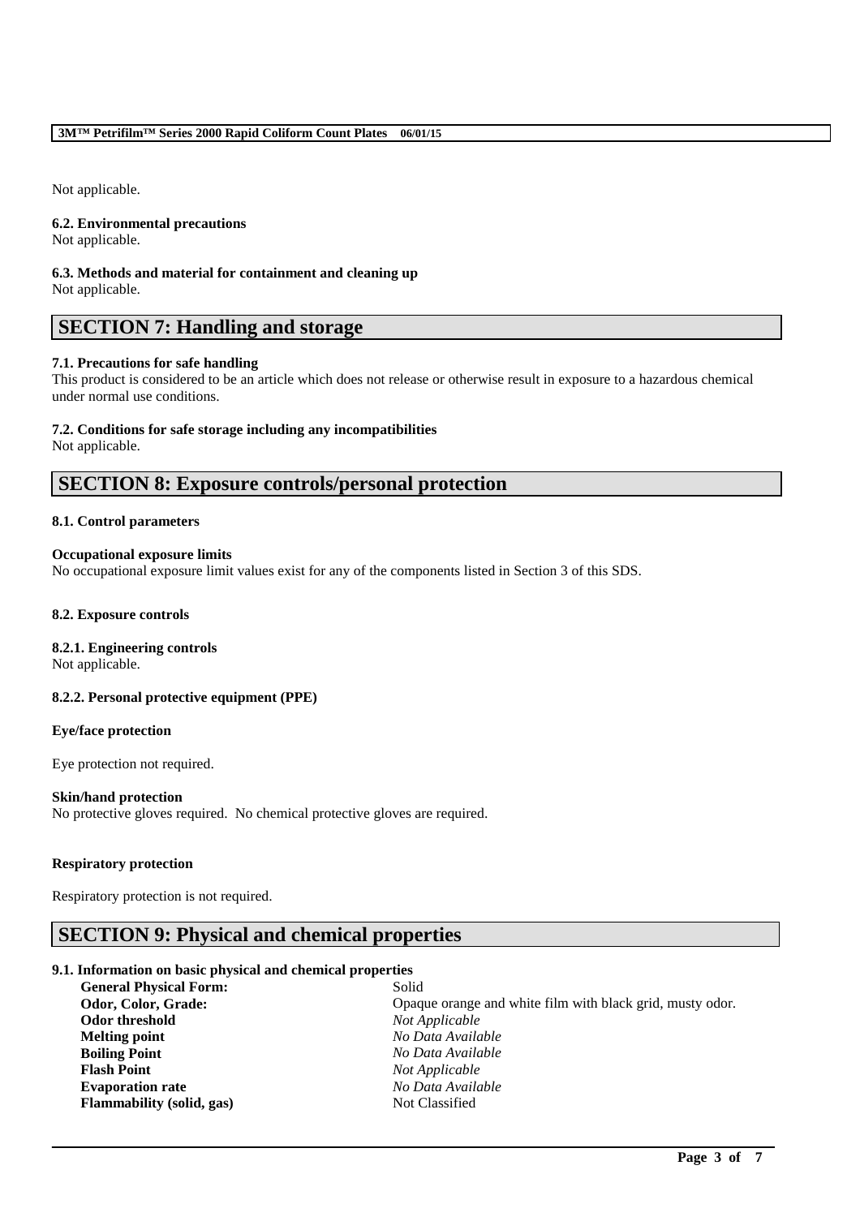Not applicable.

**6.2. Environmental precautions**
Not applicable.

**6.3. Methods and material for containment and cleaning up**
Not applicable.

## SECTION 7: Handling and storage

**7.1. Precautions for safe handling**
This product is considered to be an article which does not release or otherwise result in exposure to a hazardous chemical under normal use conditions.

**7.2. Conditions for safe storage including any incompatibilities**
Not applicable.

## SECTION 8: Exposure controls/personal protection

**8.1. Control parameters**

**Occupational exposure limits**
No occupational exposure limit values exist for any of the components listed in Section 3 of this SDS.

**8.2. Exposure controls**

**8.2.1. Engineering controls**
Not applicable.

**8.2.2. Personal protective equipment (PPE)**

**Eye/face protection**

Eye protection not required.

**Skin/hand protection**
No protective gloves required. No chemical protective gloves are required.

**Respiratory protection**

Respiratory protection is not required.

## SECTION 9: Physical and chemical properties

**9.1. Information on basic physical and chemical properties**

| | |
|---|---|
| **General Physical Form:** | Solid |
| **Odor, Color, Grade:** | Opaque orange and white film with black grid, musty odor. |
| **Odor threshold** | *Not Applicable* |
| **Melting point** | *No Data Available* |
| **Boiling Point** | *No Data Available* |
| **Flash Point** | *Not Applicable* |
| **Evaporation rate** | *No Data Available* |
| **Flammability (solid, gas)** | Not Classified |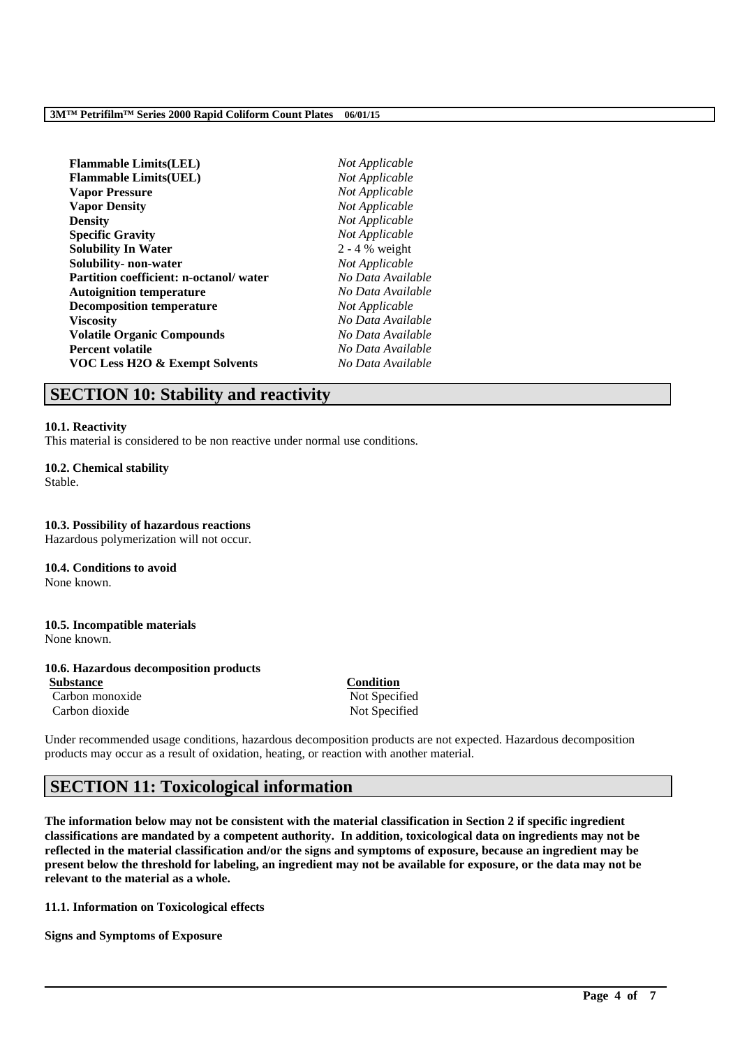| | |
|---|---|
| **Flammable Limits(LEL)** | *Not Applicable* |
| **Flammable Limits(UEL)** | *Not Applicable* |
| **Vapor Pressure** | *Not Applicable* |
| **Vapor Density** | *Not Applicable* |
| **Density** | *Not Applicable* |
| **Specific Gravity** | *Not Applicable* |
| **Solubility In Water** | 2 - 4 % weight |
| **Solubility- non-water** | *Not Applicable* |
| **Partition coefficient: n-octanol/ water** | *No Data Available* |
| **Autoignition temperature** | *No Data Available* |
| **Decomposition temperature** | *Not Applicable* |
| **Viscosity** | *No Data Available* |
| **Volatile Organic Compounds** | *No Data Available* |
| **Percent volatile** | *No Data Available* |
| **VOC Less H2O & Exempt Solvents** | *No Data Available* |

## SECTION 10: Stability and reactivity

**10.1. Reactivity**
This material is considered to be non reactive under normal use conditions.

**10.2. Chemical stability**
Stable.

**10.3. Possibility of hazardous reactions**
Hazardous polymerization will not occur.

**10.4. Conditions to avoid**
None known.

**10.5. Incompatible materials**
None known.

**10.6. Hazardous decomposition products**

| Substance | Condition |
|---|---|
| Carbon monoxide | Not Specified |
| Carbon dioxide | Not Specified |

Under recommended usage conditions, hazardous decomposition products are not expected. Hazardous decomposition products may occur as a result of oxidation, heating, or reaction with another material.

## SECTION 11: Toxicological information

**The information below may not be consistent with the material classification in Section 2 if specific ingredient classifications are mandated by a competent authority. In addition, toxicological data on ingredients may not be reflected in the material classification and/or the signs and symptoms of exposure, because an ingredient may be present below the threshold for labeling, an ingredient may not be available for exposure, or the data may not be relevant to the material as a whole.**

**11.1. Information on Toxicological effects**

**Signs and Symptoms of Exposure**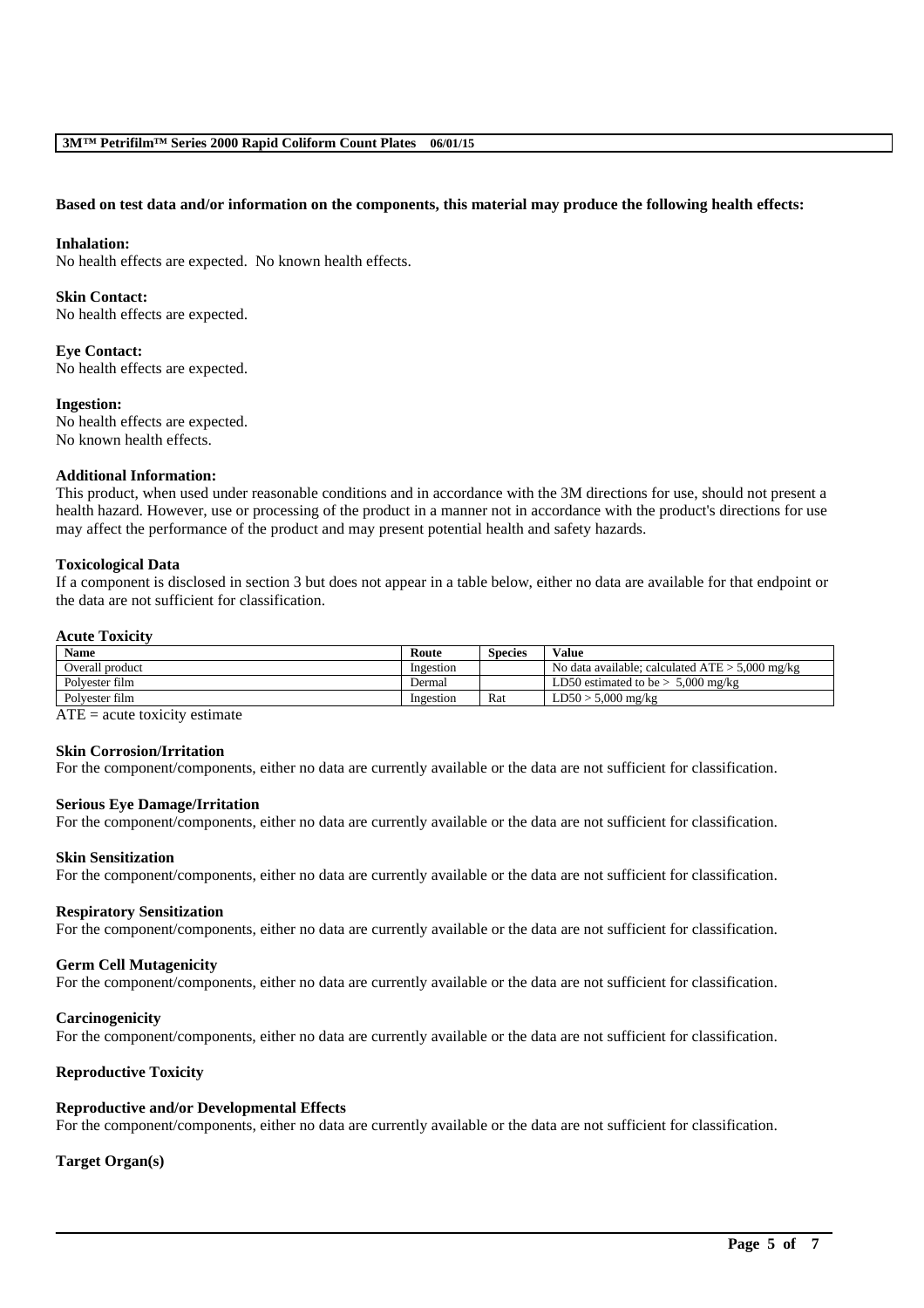**Based on test data and/or information on the components, this material may produce the following health effects:**

**Inhalation:**
No health effects are expected. No known health effects.

**Skin Contact:**
No health effects are expected.

**Eye Contact:**
No health effects are expected.

**Ingestion:**
No health effects are expected.
No known health effects.

**Additional Information:**
This product, when used under reasonable conditions and in accordance with the 3M directions for use, should not present a health hazard. However, use or processing of the product in a manner not in accordance with the product's directions for use may affect the performance of the product and may present potential health and safety hazards.

**Toxicological Data**
If a component is disclosed in section 3 but does not appear in a table below, either no data are available for that endpoint or the data are not sufficient for classification.

**Acute Toxicity**

| Name | Route | Species | Value |
|---|---|---|---|
| Overall product | Ingestion | | No data available; calculated ATE > 5,000 mg/kg |
| Polyester film | Dermal | | LD50 estimated to be > 5,000 mg/kg |
| Polyester film | Ingestion | Rat | LD50 > 5,000 mg/kg |

ATE = acute toxicity estimate

**Skin Corrosion/Irritation**
For the component/components, either no data are currently available or the data are not sufficient for classification.

**Serious Eye Damage/Irritation**
For the component/components, either no data are currently available or the data are not sufficient for classification.

**Skin Sensitization**
For the component/components, either no data are currently available or the data are not sufficient for classification.

**Respiratory Sensitization**
For the component/components, either no data are currently available or the data are not sufficient for classification.

**Germ Cell Mutagenicity**
For the component/components, either no data are currently available or the data are not sufficient for classification.

**Carcinogenicity**
For the component/components, either no data are currently available or the data are not sufficient for classification.

**Reproductive Toxicity**

**Reproductive and/or Developmental Effects**
For the component/components, either no data are currently available or the data are not sufficient for classification.

**Target Organ(s)**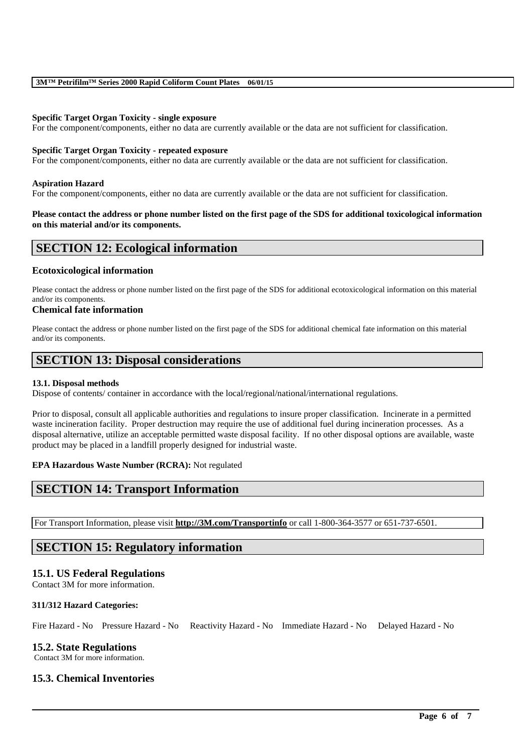**Specific Target Organ Toxicity - single exposure**
For the component/components, either no data are currently available or the data are not sufficient for classification.

**Specific Target Organ Toxicity - repeated exposure**
For the component/components, either no data are currently available or the data are not sufficient for classification.

**Aspiration Hazard**
For the component/components, either no data are currently available or the data are not sufficient for classification.

**Please contact the address or phone number listed on the first page of the SDS for additional toxicological information on this material and/or its components.**

## SECTION 12: Ecological information

### Ecotoxicological information

Please contact the address or phone number listed on the first page of the SDS for additional ecotoxicological information on this material and/or its components.

### Chemical fate information

Please contact the address or phone number listed on the first page of the SDS for additional chemical fate information on this material and/or its components.

## SECTION 13: Disposal considerations

**13.1. Disposal methods**
Dispose of contents/ container in accordance with the local/regional/national/international regulations.

Prior to disposal, consult all applicable authorities and regulations to insure proper classification. Incinerate in a permitted waste incineration facility. Proper destruction may require the use of additional fuel during incineration processes. As a disposal alternative, utilize an acceptable permitted waste disposal facility. If no other disposal options are available, waste product may be placed in a landfill properly designed for industrial waste.

**EPA Hazardous Waste Number (RCRA):** Not regulated

## SECTION 14: Transport Information

For Transport Information, please visit **http://3M.com/Transportinfo** or call 1-800-364-3577 or 651-737-6501.

## SECTION 15: Regulatory information

### 15.1. US Federal Regulations

Contact 3M for more information.

**311/312 Hazard Categories:**

Fire Hazard - No Pressure Hazard - No Reactivity Hazard - No Immediate Hazard - No Delayed Hazard - No

### 15.2. State Regulations

Contact 3M for more information.

### 15.3. Chemical Inventories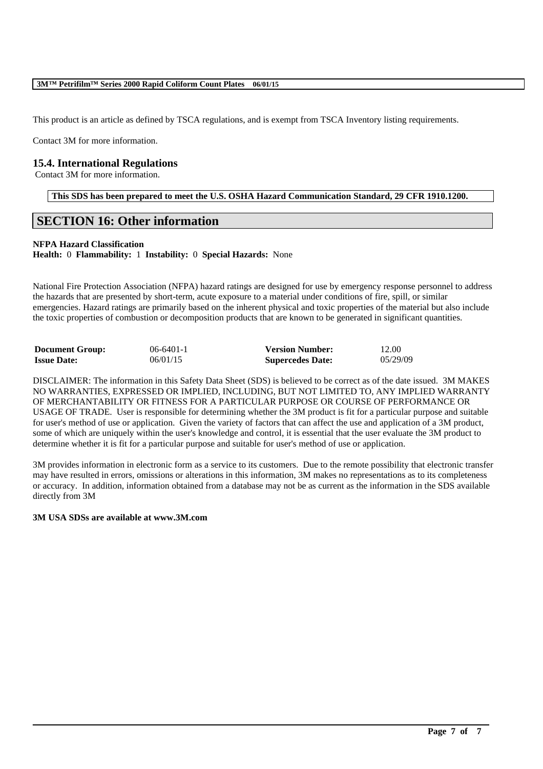This product is an article as defined by TSCA regulations, and is exempt from TSCA Inventory listing requirements.

Contact 3M for more information.

### 15.4. International Regulations

Contact 3M for more information.

**This SDS has been prepared to meet the U.S. OSHA Hazard Communication Standard, 29 CFR 1910.1200.**

## SECTION 16: Other information

**NFPA Hazard Classification**
**Health:** 0 **Flammability:** 1 **Instability:** 0 **Special Hazards:** None

National Fire Protection Association (NFPA) hazard ratings are designed for use by emergency response personnel to address the hazards that are presented by short-term, acute exposure to a material under conditions of fire, spill, or similar emergencies. Hazard ratings are primarily based on the inherent physical and toxic properties of the material but also include the toxic properties of combustion or decomposition products that are known to be generated in significant quantities.

| | | | |
|---|---|---|---|
| **Document Group:** | 06-6401-1 | **Version Number:** | 12.00 |
| **Issue Date:** | 06/01/15 | **Supercedes Date:** | 05/29/09 |

DISCLAIMER: The information in this Safety Data Sheet (SDS) is believed to be correct as of the date issued. 3M MAKES NO WARRANTIES, EXPRESSED OR IMPLIED, INCLUDING, BUT NOT LIMITED TO, ANY IMPLIED WARRANTY OF MERCHANTABILITY OR FITNESS FOR A PARTICULAR PURPOSE OR COURSE OF PERFORMANCE OR USAGE OF TRADE. User is responsible for determining whether the 3M product is fit for a particular purpose and suitable for user's method of use or application. Given the variety of factors that can affect the use and application of a 3M product, some of which are uniquely within the user's knowledge and control, it is essential that the user evaluate the 3M product to determine whether it is fit for a particular purpose and suitable for user's method of use or application.

3M provides information in electronic form as a service to its customers. Due to the remote possibility that electronic transfer may have resulted in errors, omissions or alterations in this information, 3M makes no representations as to its completeness or accuracy. In addition, information obtained from a database may not be as current as the information in the SDS available directly from 3M

**3M USA SDSs are available at www.3M.com**